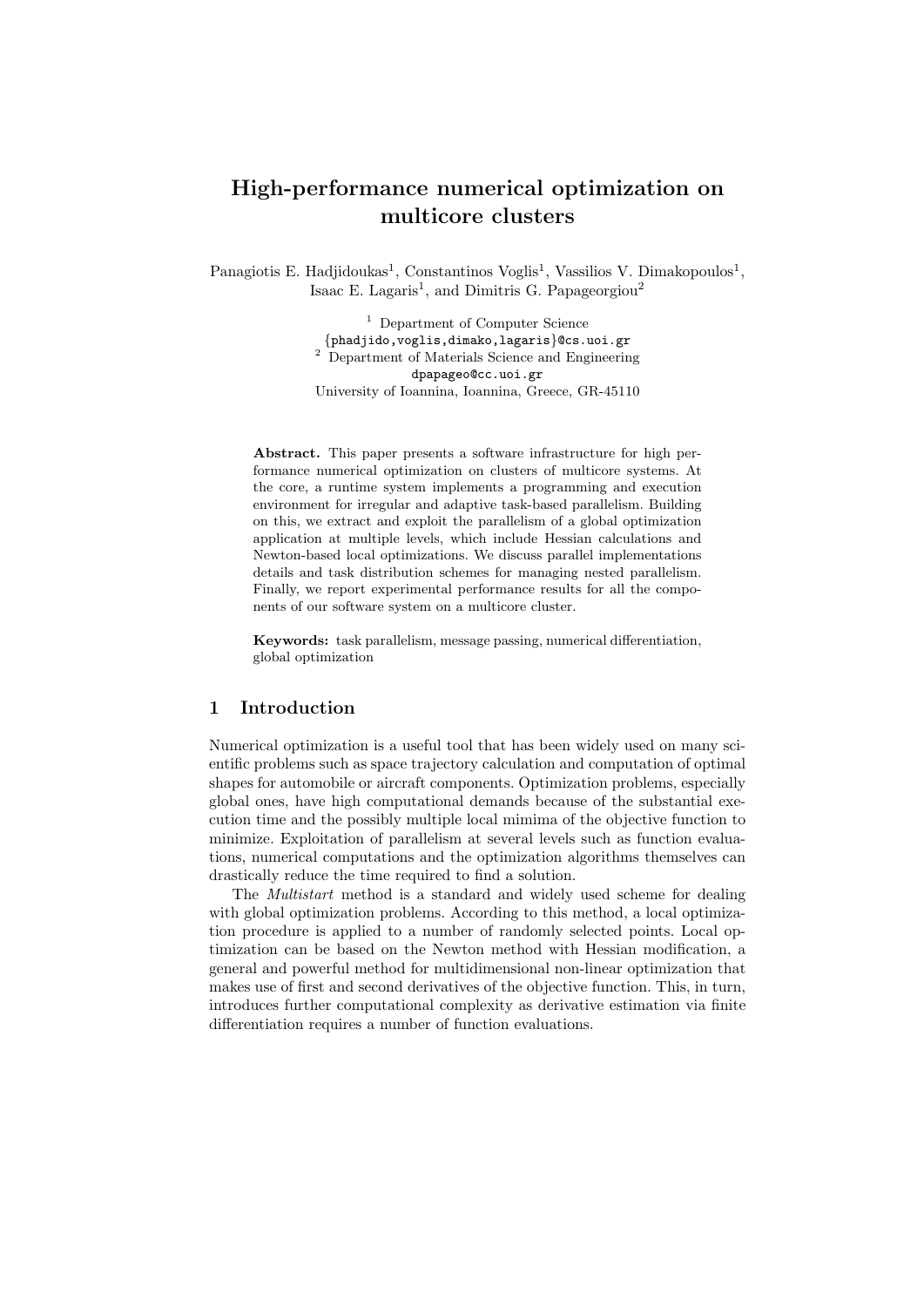# High-performance numerical optimization on multicore clusters

Panagiotis E. Hadjidoukas[1], Constantinos Voglis[1], Vassilios V. Dimakopoulos[1], Isaac E. Lagaris[1], and Dimitris G. Papageorgiou[2]

[1] Department of Computer Science
{phadjido,voglis,dimako,lagaris}@cs.uoi.gr
[2] Department of Materials Science and Engineering
dpapageo@cc.uoi.gr
University of Ioannina, Ioannina, Greece, GR-45110

**Abstract.** This paper presents a software infrastructure for high performance numerical optimization on clusters of multicore systems. At the core, a runtime system implements a programming and execution environment for irregular and adaptive task-based parallelism. Building on this, we extract and exploit the parallelism of a global optimization application at multiple levels, which include Hessian calculations and Newton-based local optimizations. We discuss parallel implementations details and task distribution schemes for managing nested parallelism. Finally, we report experimental performance results for all the components of our software system on a multicore cluster.

**Keywords:** task parallelism, message passing, numerical differentiation, global optimization

## 1 Introduction

Numerical optimization is a useful tool that has been widely used on many scientific problems such as space trajectory calculation and computation of optimal shapes for automobile or aircraft components. Optimization problems, especially global ones, have high computational demands because of the substantial execution time and the possibly multiple local mimima of the objective function to minimize. Exploitation of parallelism at several levels such as function evaluations, numerical computations and the optimization algorithms themselves can drastically reduce the time required to find a solution.

The *Multistart* method is a standard and widely used scheme for dealing with global optimization problems. According to this method, a local optimization procedure is applied to a number of randomly selected points. Local optimization can be based on the Newton method with Hessian modification, a general and powerful method for multidimensional non-linear optimization that makes use of first and second derivatives of the objective function. This, in turn, introduces further computational complexity as derivative estimation via finite differentiation requires a number of function evaluations.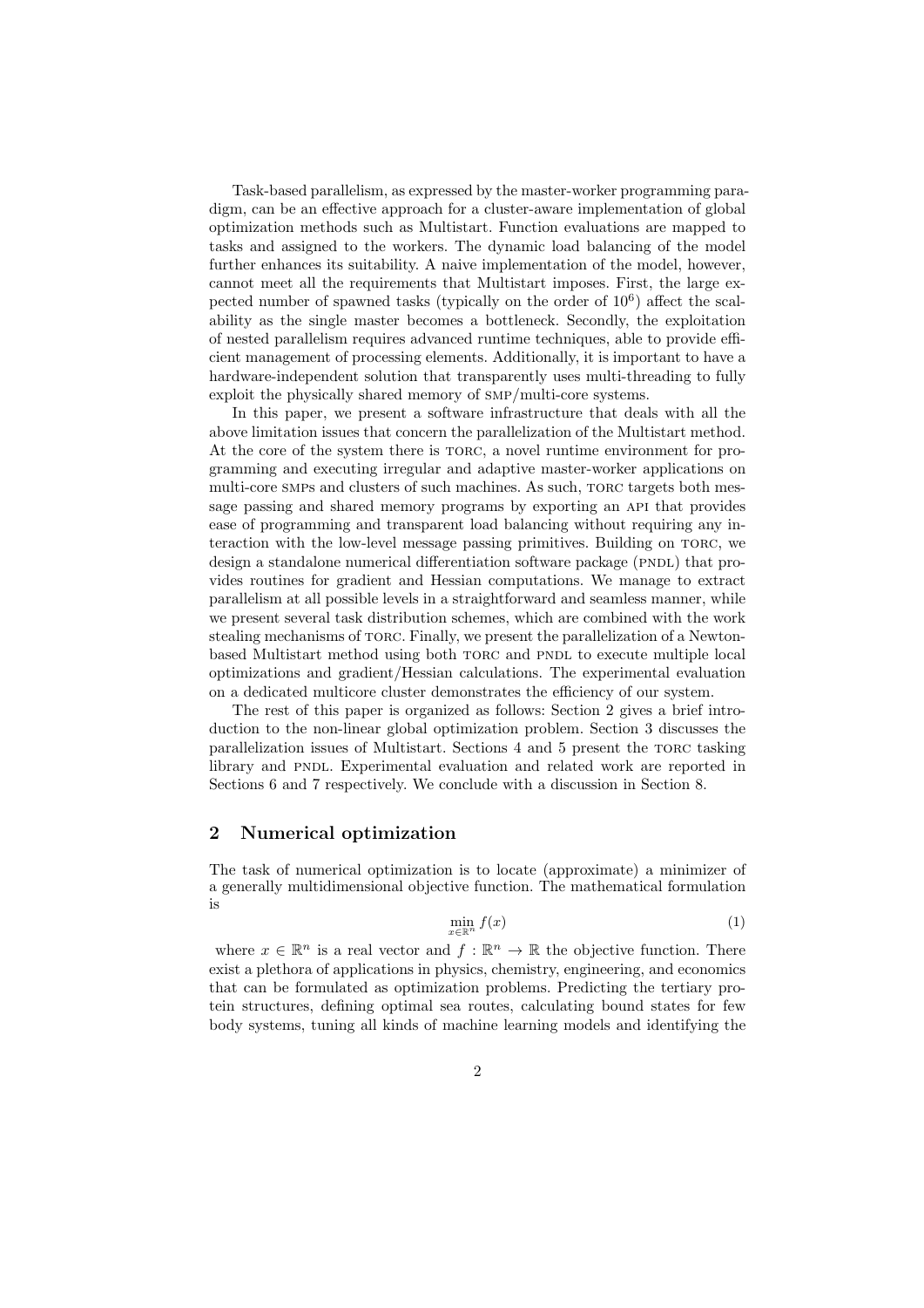Task-based parallelism, as expressed by the master-worker programming paradigm, can be an effective approach for a cluster-aware implementation of global optimization methods such as Multistart. Function evaluations are mapped to tasks and assigned to the workers. The dynamic load balancing of the model further enhances its suitability. A naive implementation of the model, however, cannot meet all the requirements that Multistart imposes. First, the large expected number of spawned tasks (typically on the order of $10^6$) affect the scalability as the single master becomes a bottleneck. Secondly, the exploitation of nested parallelism requires advanced runtime techniques, able to provide efficient management of processing elements. Additionally, it is important to have a hardware-independent solution that transparently uses multi-threading to fully exploit the physically shared memory of SMP/multi-core systems.

In this paper, we present a software infrastructure that deals with all the above limitation issues that concern the parallelization of the Multistart method. At the core of the system there is TORC, a novel runtime environment for programming and executing irregular and adaptive master-worker applications on multi-core SMPs and clusters of such machines. As such, TORC targets both message passing and shared memory programs by exporting an API that provides ease of programming and transparent load balancing without requiring any interaction with the low-level message passing primitives. Building on TORC, we design a standalone numerical differentiation software package (PNDL) that provides routines for gradient and Hessian computations. We manage to extract parallelism at all possible levels in a straightforward and seamless manner, while we present several task distribution schemes, which are combined with the work stealing mechanisms of TORC. Finally, we present the parallelization of a Newton-based Multistart method using both TORC and PNDL to execute multiple local optimizations and gradient/Hessian calculations. The experimental evaluation on a dedicated multicore cluster demonstrates the efficiency of our system.

The rest of this paper is organized as follows: Section 2 gives a brief introduction to the non-linear global optimization problem. Section 3 discusses the parallelization issues of Multistart. Sections 4 and 5 present the TORC tasking library and PNDL. Experimental evaluation and related work are reported in Sections 6 and 7 respectively. We conclude with a discussion in Section 8.

## 2 Numerical optimization

The task of numerical optimization is to locate (approximate) a minimizer of a generally multidimensional objective function. The mathematical formulation is

$$\min_{x \in \mathbb{R}^n} f(x) \tag{1}$$

where $x \in \mathbb{R}^n$ is a real vector and $f : \mathbb{R}^n \to \mathbb{R}$ the objective function. There exist a plethora of applications in physics, chemistry, engineering, and economics that can be formulated as optimization problems. Predicting the tertiary protein structures, defining optimal sea routes, calculating bound states for few body systems, tuning all kinds of machine learning models and identifying the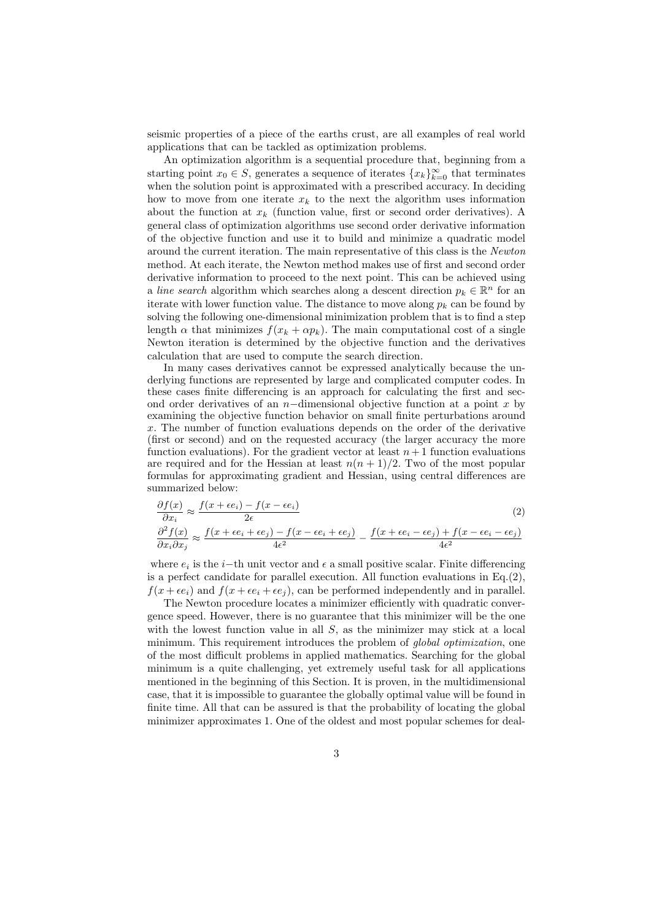seismic properties of a piece of the earths crust, are all examples of real world applications that can be tackled as optimization problems.

An optimization algorithm is a sequential procedure that, beginning from a starting point $x_0 \in S$, generates a sequence of iterates $\{x_k\}_{k=0}^{\infty}$ that terminates when the solution point is approximated with a prescribed accuracy. In deciding how to move from one iterate $x_k$ to the next the algorithm uses information about the function at $x_k$ (function value, first or second order derivatives). A general class of optimization algorithms use second order derivative information of the objective function and use it to build and minimize a quadratic model around the current iteration. The main representative of this class is the *Newton* method. At each iterate, the Newton method makes use of first and second order derivative information to proceed to the next point. This can be achieved using a *line search* algorithm which searches along a descent direction $p_k \in \mathbb{R}^n$ for an iterate with lower function value. The distance to move along $p_k$ can be found by solving the following one-dimensional minimization problem that is to find a step length $\alpha$ that minimizes $f(x_k + \alpha p_k)$. The main computational cost of a single Newton iteration is determined by the objective function and the derivatives calculation that are used to compute the search direction.

In many cases derivatives cannot be expressed analytically because the underlying functions are represented by large and complicated computer codes. In these cases finite differencing is an approach for calculating the first and second order derivatives of an $n-$dimensional objective function at a point $x$ by examining the objective function behavior on small finite perturbations around $x$. The number of function evaluations depends on the order of the derivative (first or second) and on the requested accuracy (the larger accuracy the more function evaluations). For the gradient vector at least $n+1$ function evaluations are required and for the Hessian at least $n(n+1)/2$. Two of the most popular formulas for approximating gradient and Hessian, using central differences are summarized below:

$$
\begin{aligned}
\frac{\partial f(x)}{\partial x_i} &\approx \frac{f(x+\epsilon e_i) - f(x-\epsilon e_i)}{2\epsilon} \\
\frac{\partial^2 f(x)}{\partial x_i \partial x_j} &\approx \frac{f(x+\epsilon e_i+\epsilon e_j) - f(x-\epsilon e_i+\epsilon e_j)}{4\epsilon^2} - \frac{f(x+\epsilon e_i-\epsilon e_j) + f(x-\epsilon e_i-\epsilon e_j)}{4\epsilon^2}
\end{aligned}
\tag{2}
$$

where $e_i$ is the $i-$th unit vector and $\epsilon$ a small positive scalar. Finite differencing is a perfect candidate for parallel execution. All function evaluations in Eq.(2), $f(x+\epsilon e_i)$ and $f(x+\epsilon e_i+\epsilon e_j)$, can be performed independently and in parallel.

The Newton procedure locates a minimizer efficiently with quadratic convergence speed. However, there is no guarantee that this minimizer will be the one with the lowest function value in all $S$, as the minimizer may stick at a local minimum. This requirement introduces the problem of *global optimization*, one of the most difficult problems in applied mathematics. Searching for the global minimum is a quite challenging, yet extremely useful task for all applications mentioned in the beginning of this Section. It is proven, in the multidimensional case, that it is impossible to guarantee the globally optimal value will be found in finite time. All that can be assured is that the probability of locating the global minimizer approximates 1. One of the oldest and most popular schemes for deal-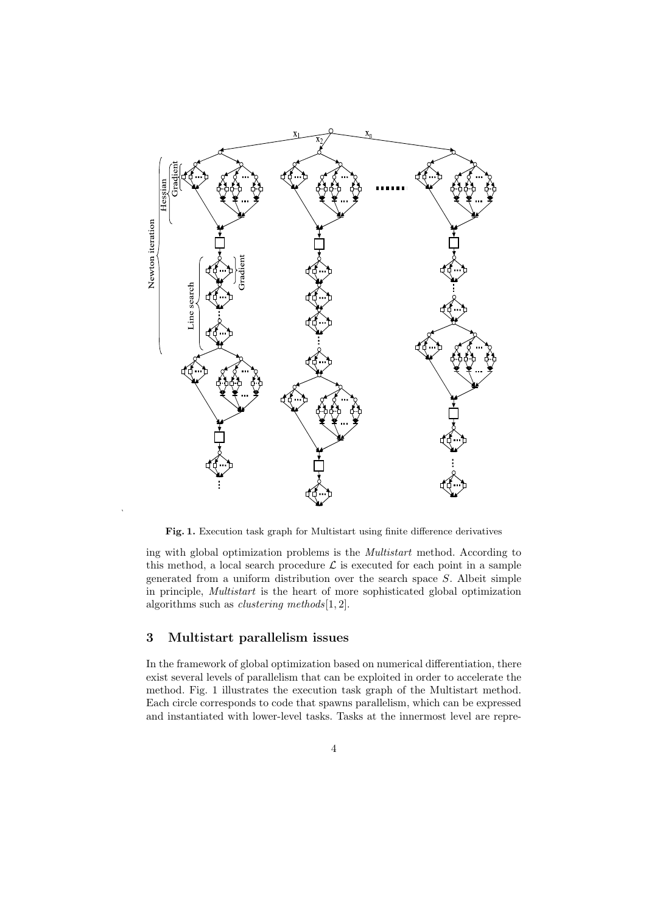Fig. 1. Execution task graph for Multistart using finite difference derivatives

ing with global optimization problems is the *Multistart* method. According to this method, a local search procedure $\mathcal{L}$ is executed for each point in a sample generated from a uniform distribution over the search space $S$. Albeit simple in principle, *Multistart* is the heart of more sophisticated global optimization algorithms such as *clustering methods*[1, 2].

## 3 Multistart parallelism issues

In the framework of global optimization based on numerical differentiation, there exist several levels of parallelism that can be exploited in order to accelerate the method. Fig. 1 illustrates the execution task graph of the Multistart method. Each circle corresponds to code that spawns parallelism, which can be expressed and instantiated with lower-level tasks. Tasks at the innermost level are repre-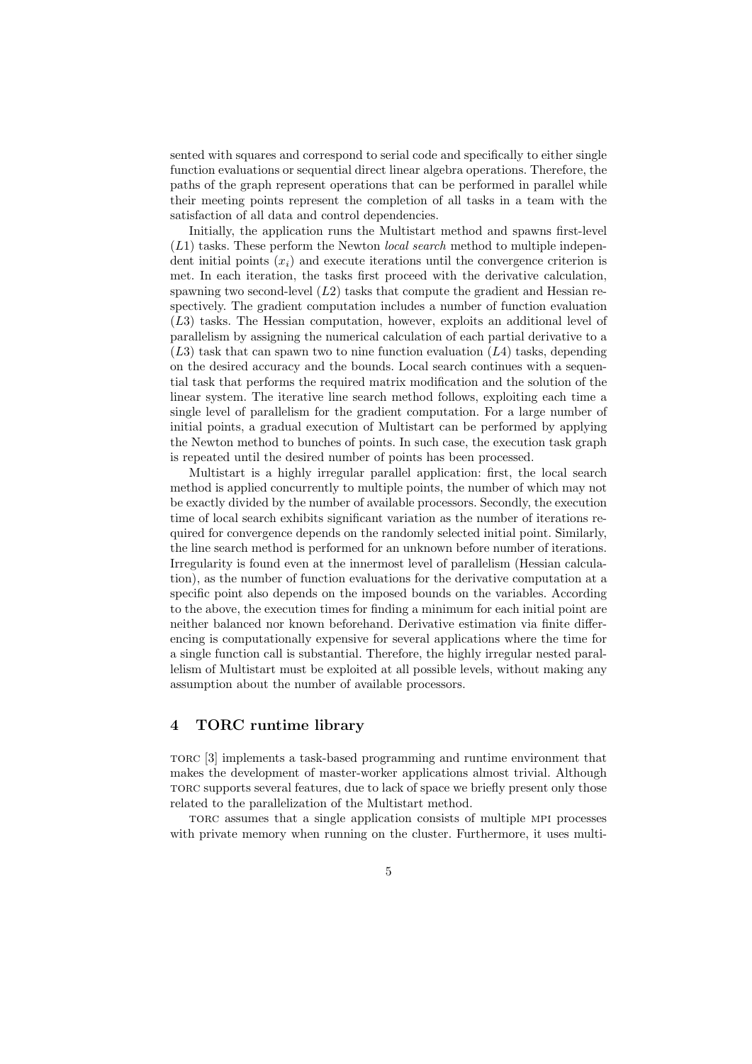sented with squares and correspond to serial code and specifically to either single function evaluations or sequential direct linear algebra operations. Therefore, the paths of the graph represent operations that can be performed in parallel while their meeting points represent the completion of all tasks in a team with the satisfaction of all data and control dependencies.

Initially, the application runs the Multistart method and spawns first-level ($L1$) tasks. These perform the Newton *local search* method to multiple independent initial points ($x_i$) and execute iterations until the convergence criterion is met. In each iteration, the tasks first proceed with the derivative calculation, spawning two second-level ($L2$) tasks that compute the gradient and Hessian respectively. The gradient computation includes a number of function evaluation ($L3$) tasks. The Hessian computation, however, exploits an additional level of parallelism by assigning the numerical calculation of each partial derivative to a ($L3$) task that can spawn two to nine function evaluation ($L4$) tasks, depending on the desired accuracy and the bounds. Local search continues with a sequential task that performs the required matrix modification and the solution of the linear system. The iterative line search method follows, exploiting each time a single level of parallelism for the gradient computation. For a large number of initial points, a gradual execution of Multistart can be performed by applying the Newton method to bunches of points. In such case, the execution task graph is repeated until the desired number of points has been processed.

Multistart is a highly irregular parallel application: first, the local search method is applied concurrently to multiple points, the number of which may not be exactly divided by the number of available processors. Secondly, the execution time of local search exhibits significant variation as the number of iterations required for convergence depends on the randomly selected initial point. Similarly, the line search method is performed for an unknown before number of iterations. Irregularity is found even at the innermost level of parallelism (Hessian calculation), as the number of function evaluations for the derivative computation at a specific point also depends on the imposed bounds on the variables. According to the above, the execution times for finding a minimum for each initial point are neither balanced nor known beforehand. Derivative estimation via finite differencing is computationally expensive for several applications where the time for a single function call is substantial. Therefore, the highly irregular nested parallelism of Multistart must be exploited at all possible levels, without making any assumption about the number of available processors.

## 4 TORC runtime library

TORC [3] implements a task-based programming and runtime environment that makes the development of master-worker applications almost trivial. Although TORC supports several features, due to lack of space we briefly present only those related to the parallelization of the Multistart method.

TORC assumes that a single application consists of multiple MPI processes with private memory when running on the cluster. Furthermore, it uses multi-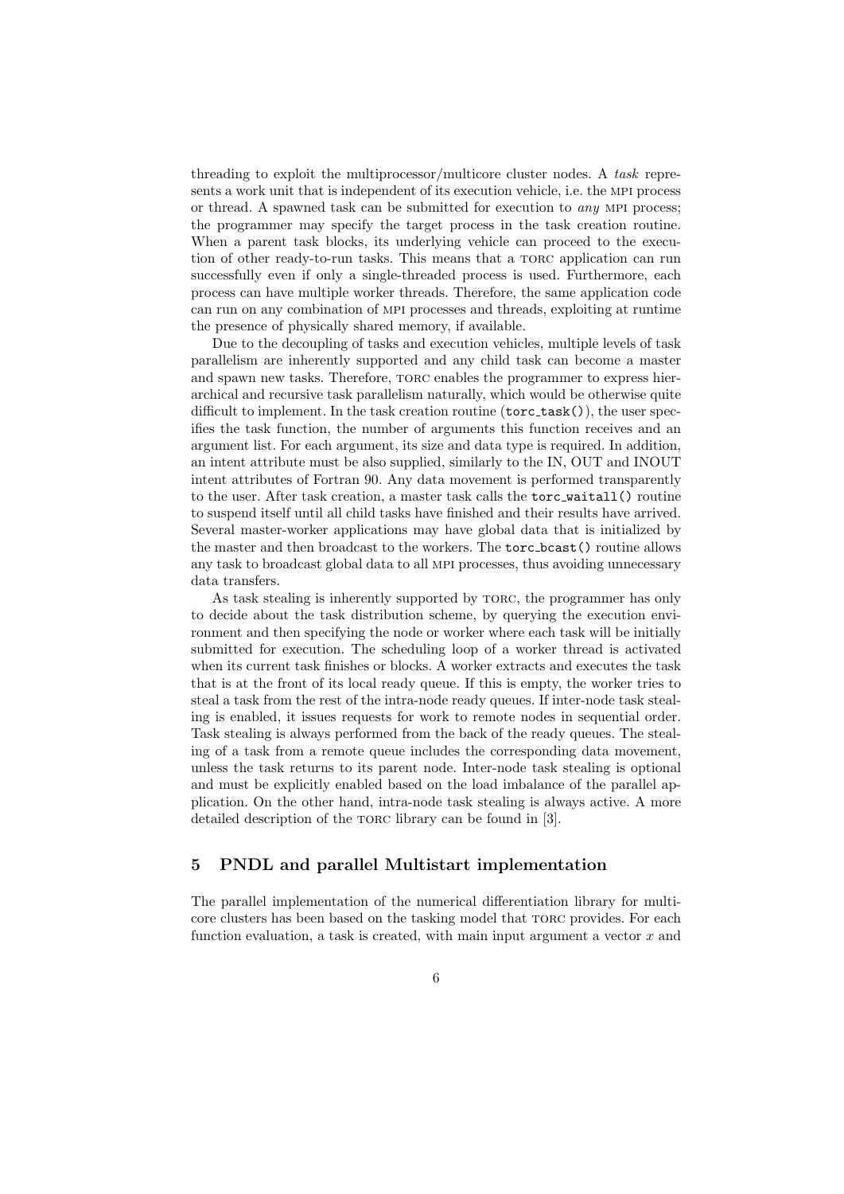threading to exploit the multiprocessor/multicore cluster nodes. A *task* represents a work unit that is independent of its execution vehicle, i.e. the MPI process or thread. A spawned task can be submitted for execution to *any* MPI process; the programmer may specify the target process in the task creation routine. When a parent task blocks, its underlying vehicle can proceed to the execution of other ready-to-run tasks. This means that a TORC application can run successfully even if only a single-threaded process is used. Furthermore, each process can have multiple worker threads. Therefore, the same application code can run on any combination of MPI processes and threads, exploiting at runtime the presence of physically shared memory, if available.

Due to the decoupling of tasks and execution vehicles, multiple levels of task parallelism are inherently supported and any child task can become a master and spawn new tasks. Therefore, TORC enables the programmer to express hierarchical and recursive task parallelism naturally, which would be otherwise quite difficult to implement. In the task creation routine (`torc_task()`), the user specifies the task function, the number of arguments this function receives and an argument list. For each argument, its size and data type is required. In addition, an intent attribute must be also supplied, similarly to the IN, OUT and INOUT intent attributes of Fortran 90. Any data movement is performed transparently to the user. After task creation, a master task calls the `torc_waitall()` routine to suspend itself until all child tasks have finished and their results have arrived. Several master-worker applications may have global data that is initialized by the master and then broadcast to the workers. The `torc_bcast()` routine allows any task to broadcast global data to all MPI processes, thus avoiding unnecessary data transfers.

As task stealing is inherently supported by TORC, the programmer has only to decide about the task distribution scheme, by querying the execution environment and then specifying the node or worker where each task will be initially submitted for execution. The scheduling loop of a worker thread is activated when its current task finishes or blocks. A worker extracts and executes the task that is at the front of its local ready queue. If this is empty, the worker tries to steal a task from the rest of the intra-node ready queues. If inter-node task stealing is enabled, it issues requests for work to remote nodes in sequential order. Task stealing is always performed from the back of the ready queues. The stealing of a task from a remote queue includes the corresponding data movement, unless the task returns to its parent node. Inter-node task stealing is optional and must be explicitly enabled based on the load imbalance of the parallel application. On the other hand, intra-node task stealing is always active. A more detailed description of the TORC library can be found in [3].

## 5 PNDL and parallel Multistart implementation

The parallel implementation of the numerical differentiation library for multicore clusters has been based on the tasking model that TORC provides. For each function evaluation, a task is created, with main input argument a vector $x$ and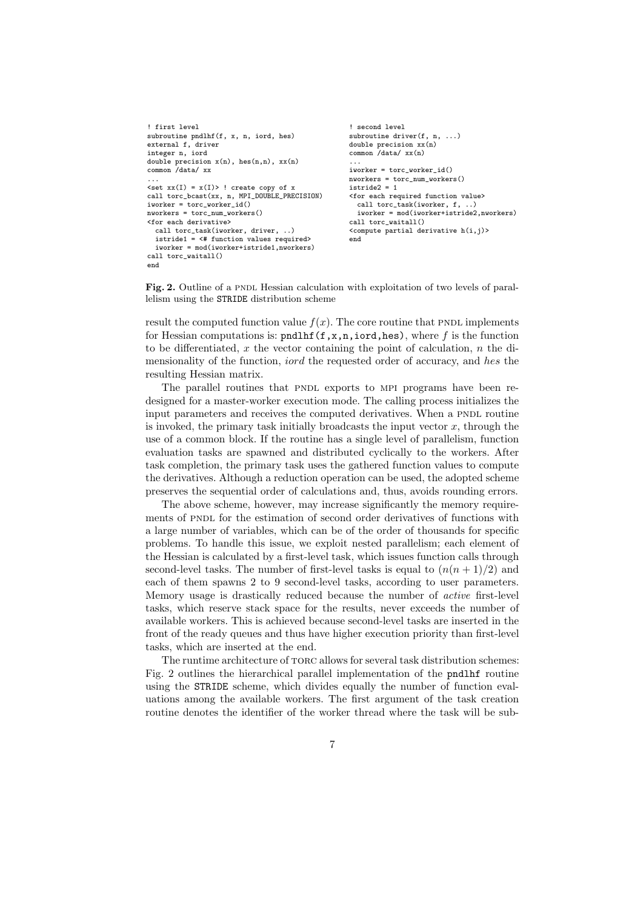```
! first level
subroutine pndlhf(f, x, n, iord, hes)
external f, driver
integer n, iord
double precision x(n), hes(n,n), xx(n)
common /data/ xx
...
<set xx(I) = x(I)> ! create copy of x
call torc_bcast(xx, n, MPI_DOUBLE_PRECISION)
iworker = torc_worker_id()
nworkers = torc_num_workers()
<for each derivative>
  call torc_task(iworker, driver, ..)
  istride1 = <# function values required>
  iworker = mod(iworker+istride1,nworkers)
call torc_waitall()
end
```

```
! second level
subroutine driver(f, n, ...)
double precision xx(n)
common /data/ xx(n)
...
iworker = torc_worker_id()
nworkers = torc_num_workers()
istride2 = 1
<for each required function value>
  call torc_task(iworker, f, ..)
  iworker = mod(iworker+istride2,nworkers)
call torc_waitall()
<compute partial derivative h(i,j)>
end
```

**Fig. 2.** Outline of a PNDL Hessian calculation with exploitation of two levels of parallelism using the STRIDE distribution scheme

result the computed function value $f(x)$. The core routine that PNDL implements for Hessian computations is: `pndlhf(f,x,n,iord,hes)`, where $f$ is the function to be differentiated, $x$ the vector containing the point of calculation, $n$ the dimensionality of the function, *iord* the requested order of accuracy, and *hes* the resulting Hessian matrix.

The parallel routines that PNDL exports to MPI programs have been redesigned for a master-worker execution mode. The calling process initializes the input parameters and receives the computed derivatives. When a PNDL routine is invoked, the primary task initially broadcasts the input vector $x$, through the use of a common block. If the routine has a single level of parallelism, function evaluation tasks are spawned and distributed cyclically to the workers. After task completion, the primary task uses the gathered function values to compute the derivatives. Although a reduction operation can be used, the adopted scheme preserves the sequential order of calculations and, thus, avoids rounding errors.

The above scheme, however, may increase significantly the memory requirements of PNDL for the estimation of second order derivatives of functions with a large number of variables, which can be of the order of thousands for specific problems. To handle this issue, we exploit nested parallelism; each element of the Hessian is calculated by a first-level task, which issues function calls through second-level tasks. The number of first-level tasks is equal to $(n(n+1)/2)$ and each of them spawns 2 to 9 second-level tasks, according to user parameters. Memory usage is drastically reduced because the number of *active* first-level tasks, which reserve stack space for the results, never exceeds the number of available workers. This is achieved because second-level tasks are inserted in the front of the ready queues and thus have higher execution priority than first-level tasks, which are inserted at the end.

The runtime architecture of TORC allows for several task distribution schemes: Fig. 2 outlines the hierarchical parallel implementation of the **pndlhf** routine using the STRIDE scheme, which divides equally the number of function evaluations among the available workers. The first argument of the task creation routine denotes the identifier of the worker thread where the task will be sub-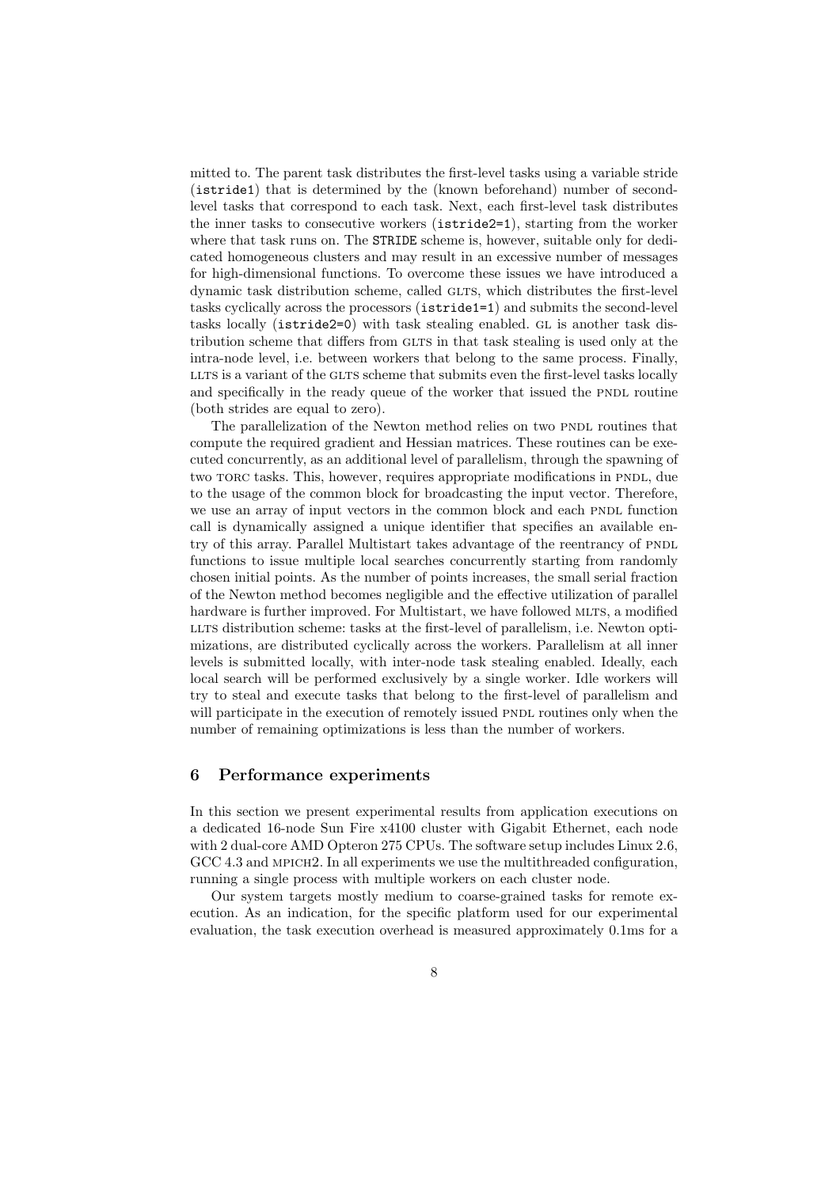mitted to. The parent task distributes the first-level tasks using a variable stride (`istride1`) that is determined by the (known beforehand) number of second-level tasks that correspond to each task. Next, each first-level task distributes the inner tasks to consecutive workers (`istride2=1`), starting from the worker where that task runs on. The `STRIDE` scheme is, however, suitable only for dedicated homogeneous clusters and may result in an excessive number of messages for high-dimensional functions. To overcome these issues we have introduced a dynamic task distribution scheme, called GLTS, which distributes the first-level tasks cyclically across the processors (`istride1=1`) and submits the second-level tasks locally (`istride2=0`) with task stealing enabled. GL is another task distribution scheme that differs from GLTS in that task stealing is used only at the intra-node level, i.e. between workers that belong to the same process. Finally, LLTS is a variant of the GLTS scheme that submits even the first-level tasks locally and specifically in the ready queue of the worker that issued the PNDL routine (both strides are equal to zero).

The parallelization of the Newton method relies on two PNDL routines that compute the required gradient and Hessian matrices. These routines can be executed concurrently, as an additional level of parallelism, through the spawning of two TORC tasks. This, however, requires appropriate modifications in PNDL, due to the usage of the common block for broadcasting the input vector. Therefore, we use an array of input vectors in the common block and each PNDL function call is dynamically assigned a unique identifier that specifies an available entry of this array. Parallel Multistart takes advantage of the reentrancy of PNDL functions to issue multiple local searches concurrently starting from randomly chosen initial points. As the number of points increases, the small serial fraction of the Newton method becomes negligible and the effective utilization of parallel hardware is further improved. For Multistart, we have followed MLTS, a modified LLTS distribution scheme: tasks at the first-level of parallelism, i.e. Newton optimizations, are distributed cyclically across the workers. Parallelism at all inner levels is submitted locally, with inter-node task stealing enabled. Ideally, each local search will be performed exclusively by a single worker. Idle workers will try to steal and execute tasks that belong to the first-level of parallelism and will participate in the execution of remotely issued PNDL routines only when the number of remaining optimizations is less than the number of workers.

## 6 Performance experiments

In this section we present experimental results from application executions on a dedicated 16-node Sun Fire x4100 cluster with Gigabit Ethernet, each node with 2 dual-core AMD Opteron 275 CPUs. The software setup includes Linux 2.6, GCC 4.3 and MPICH2. In all experiments we use the multithreaded configuration, running a single process with multiple workers on each cluster node.

Our system targets mostly medium to coarse-grained tasks for remote execution. As an indication, for the specific platform used for our experimental evaluation, the task execution overhead is measured approximately 0.1ms for a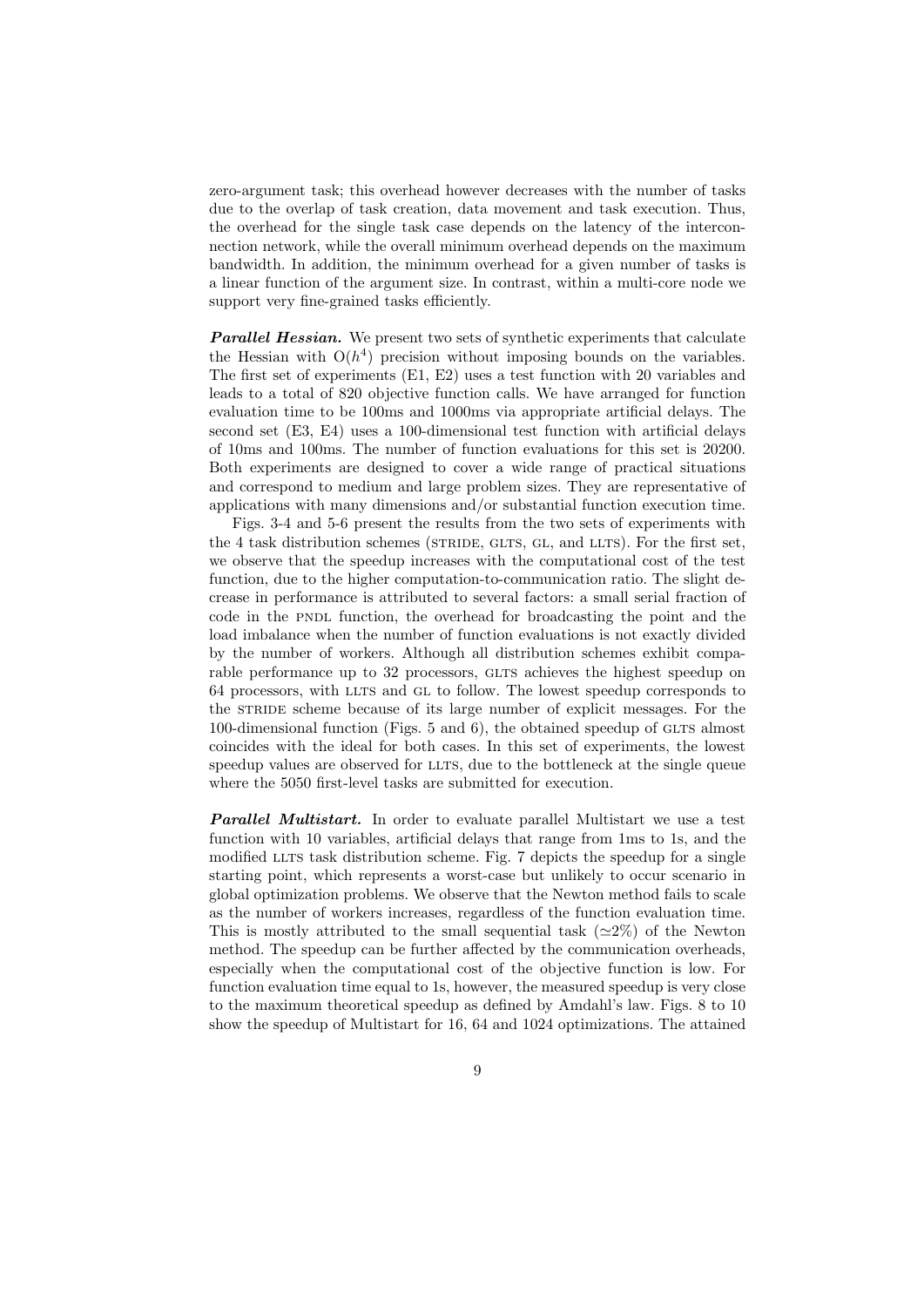zero-argument task; this overhead however decreases with the number of tasks due to the overlap of task creation, data movement and task execution. Thus, the overhead for the single task case depends on the latency of the interconnection network, while the overall minimum overhead depends on the maximum bandwidth. In addition, the minimum overhead for a given number of tasks is a linear function of the argument size. In contrast, within a multi-core node we support very fine-grained tasks efficiently.

***Parallel Hessian.*** We present two sets of synthetic experiments that calculate the Hessian with $O(h^4)$ precision without imposing bounds on the variables. The first set of experiments (E1, E2) uses a test function with 20 variables and leads to a total of 820 objective function calls. We have arranged for function evaluation time to be 100ms and 1000ms via appropriate artificial delays. The second set (E3, E4) uses a 100-dimensional test function with artificial delays of 10ms and 100ms. The number of function evaluations for this set is 20200. Both experiments are designed to cover a wide range of practical situations and correspond to medium and large problem sizes. They are representative of applications with many dimensions and/or substantial function execution time.

Figs. 3-4 and 5-6 present the results from the two sets of experiments with the 4 task distribution schemes (STRIDE, GLTS, GL, and LLTS). For the first set, we observe that the speedup increases with the computational cost of the test function, due to the higher computation-to-communication ratio. The slight decrease in performance is attributed to several factors: a small serial fraction of code in the PNDL function, the overhead for broadcasting the point and the load imbalance when the number of function evaluations is not exactly divided by the number of workers. Although all distribution schemes exhibit comparable performance up to 32 processors, GLTS achieves the highest speedup on 64 processors, with LLTS and GL to follow. The lowest speedup corresponds to the STRIDE scheme because of its large number of explicit messages. For the 100-dimensional function (Figs. 5 and 6), the obtained speedup of GLTS almost coincides with the ideal for both cases. In this set of experiments, the lowest speedup values are observed for LLTS, due to the bottleneck at the single queue where the 5050 first-level tasks are submitted for execution.

***Parallel Multistart.*** In order to evaluate parallel Multistart we use a test function with 10 variables, artificial delays that range from 1ms to 1s, and the modified LLTS task distribution scheme. Fig. 7 depicts the speedup for a single starting point, which represents a worst-case but unlikely to occur scenario in global optimization problems. We observe that the Newton method fails to scale as the number of workers increases, regardless of the function evaluation time. This is mostly attributed to the small sequential task ($\simeq$2%) of the Newton method. The speedup can be further affected by the communication overheads, especially when the computational cost of the objective function is low. For function evaluation time equal to 1s, however, the measured speedup is very close to the maximum theoretical speedup as defined by Amdahl's law. Figs. 8 to 10 show the speedup of Multistart for 16, 64 and 1024 optimizations. The attained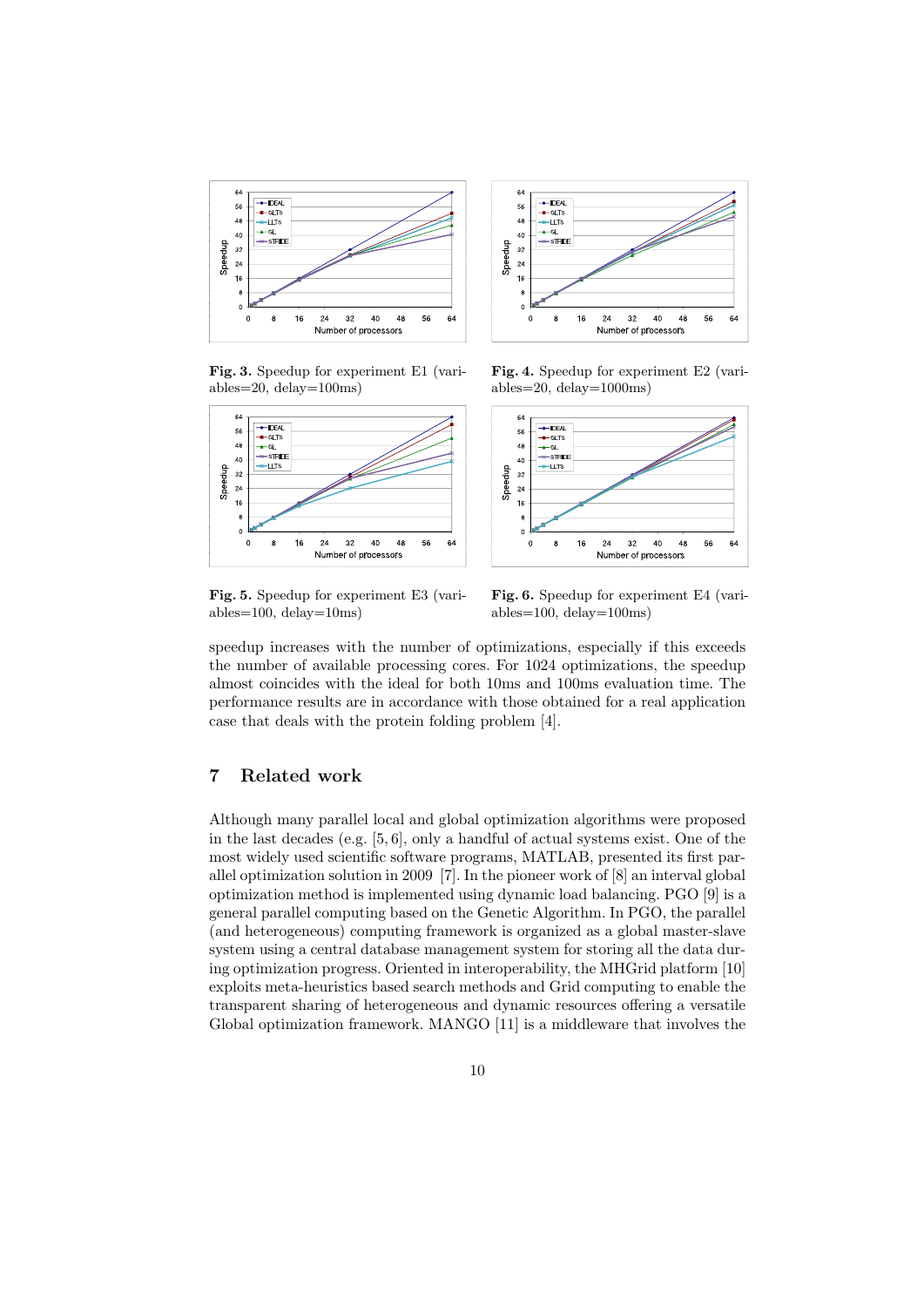**Fig. 3.** Speedup for experiment E1 (variables=20, delay=100ms)

**Fig. 4.** Speedup for experiment E2 (variables=20, delay=1000ms)

**Fig. 5.** Speedup for experiment E3 (variables=100, delay=10ms)

**Fig. 6.** Speedup for experiment E4 (variables=100, delay=100ms)

speedup increases with the number of optimizations, especially if this exceeds the number of available processing cores. For 1024 optimizations, the speedup almost coincides with the ideal for both 10ms and 100ms evaluation time. The performance results are in accordance with those obtained for a real application case that deals with the protein folding problem [4].

## 7 Related work

Although many parallel local and global optimization algorithms were proposed in the last decades (e.g. [5, 6], only a handful of actual systems exist. One of the most widely used scientific software programs, MATLAB, presented its first parallel optimization solution in 2009 [7]. In the pioneer work of [8] an interval global optimization method is implemented using dynamic load balancing. PGO [9] is a general parallel computing based on the Genetic Algorithm. In PGO, the parallel (and heterogeneous) computing framework is organized as a global master-slave system using a central database management system for storing all the data during optimization progress. Oriented in interoperability, the MHGrid platform [10] exploits meta-heuristics based search methods and Grid computing to enable the transparent sharing of heterogeneous and dynamic resources offering a versatile Global optimization framework. MANGO [11] is a middleware that involves the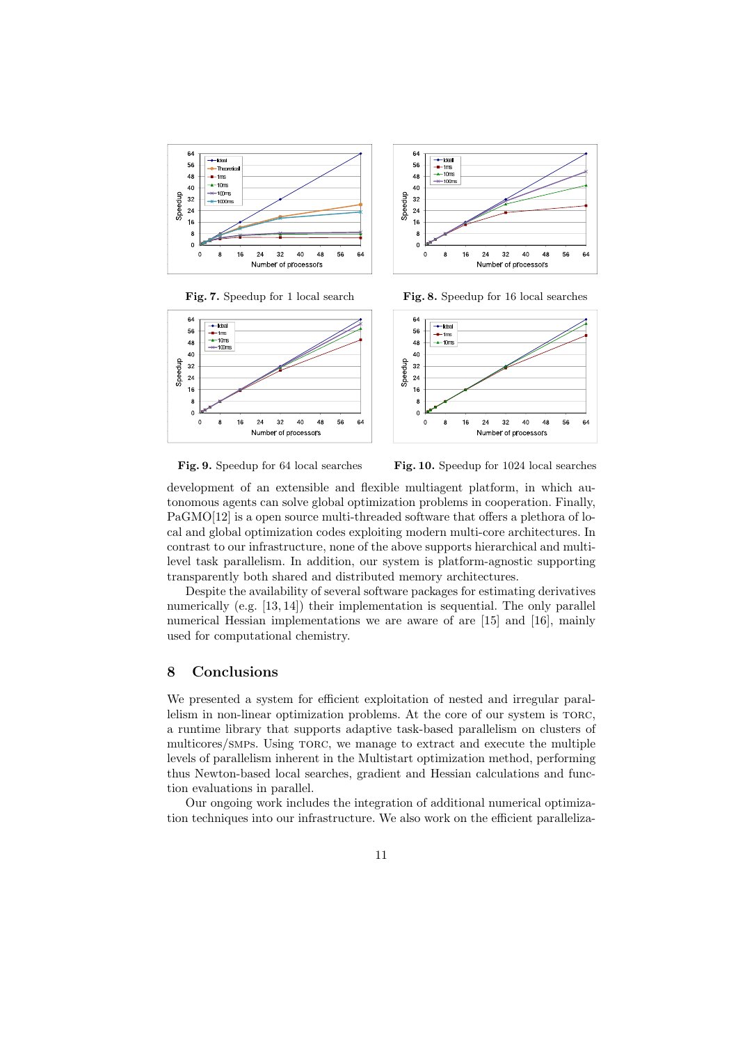**Fig. 7.** Speedup for 1 local search

**Fig. 8.** Speedup for 16 local searches

**Fig. 9.** Speedup for 64 local searches

**Fig. 10.** Speedup for 1024 local searches

development of an extensible and flexible multiagent platform, in which autonomous agents can solve global optimization problems in cooperation. Finally, PaGMO[12] is a open source multi-threaded software that offers a plethora of local and global optimization codes exploiting modern multi-core architectures. In contrast to our infrastructure, none of the above supports hierarchical and multi-level task parallelism. In addition, our system is platform-agnostic supporting transparently both shared and distributed memory architectures.

Despite the availability of several software packages for estimating derivatives numerically (e.g. [13, 14]) their implementation is sequential. The only parallel numerical Hessian implementations we are aware of are [15] and [16], mainly used for computational chemistry.

## 8 Conclusions

We presented a system for efficient exploitation of nested and irregular parallelism in non-linear optimization problems. At the core of our system is TORC, a runtime library that supports adaptive task-based parallelism on clusters of multicores/SMPs. Using TORC, we manage to extract and execute the multiple levels of parallelism inherent in the Multistart optimization method, performing thus Newton-based local searches, gradient and Hessian calculations and function evaluations in parallel.

Our ongoing work includes the integration of additional numerical optimization techniques into our infrastructure. We also work on the efficient paralleliza-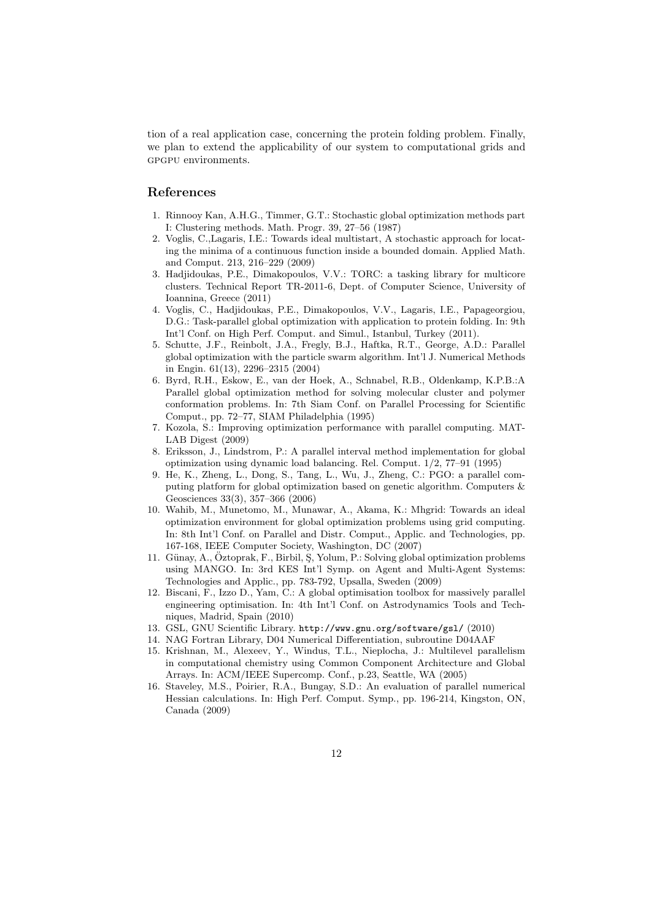tion of a real application case, concerning the protein folding problem. Finally, we plan to extend the applicability of our system to computational grids and GPGPU environments.

## References

1. Rinnooy Kan, A.H.G., Timmer, G.T.: Stochastic global optimization methods part I: Clustering methods. Math. Progr. 39, 27–56 (1987)
2. Voglis, C.,Lagaris, I.E.: Towards ideal multistart, A stochastic approach for locating the minima of a continuous function inside a bounded domain. Applied Math. and Comput. 213, 216–229 (2009)
3. Hadjidoukas, P.E., Dimakopoulos, V.V.: TORC: a tasking library for multicore clusters. Technical Report TR-2011-6, Dept. of Computer Science, University of Ioannina, Greece (2011)
4. Voglis, C., Hadjidoukas, P.E., Dimakopoulos, V.V., Lagaris, I.E., Papageorgiou, D.G.: Task-parallel global optimization with application to protein folding. In: 9th Int'l Conf. on High Perf. Comput. and Simul., Istanbul, Turkey (2011).
5. Schutte, J.F., Reinbolt, J.A., Fregly, B.J., Haftka, R.T., George, A.D.: Parallel global optimization with the particle swarm algorithm. Int'l J. Numerical Methods in Engin. 61(13), 2296–2315 (2004)
6. Byrd, R.H., Eskow, E., van der Hoek, A., Schnabel, R.B., Oldenkamp, K.P.B.:A Parallel global optimization method for solving molecular cluster and polymer conformation problems. In: 7th Siam Conf. on Parallel Processing for Scientific Comput., pp. 72–77, SIAM Philadelphia (1995)
7. Kozola, S.: Improving optimization performance with parallel computing. MATLAB Digest (2009)
8. Eriksson, J., Lindstrom, P.: A parallel interval method implementation for global optimization using dynamic load balancing. Rel. Comput. 1/2, 77–91 (1995)
9. He, K., Zheng, L., Dong, S., Tang, L., Wu, J., Zheng, C.: PGO: a parallel computing platform for global optimization based on genetic algorithm. Computers & Geosciences 33(3), 357–366 (2006)
10. Wahib, M., Munetomo, M., Munawar, A., Akama, K.: Mhgrid: Towards an ideal optimization environment for global optimization problems using grid computing. In: 8th Int'l Conf. on Parallel and Distr. Comput., Applic. and Technologies, pp. 167-168, IEEE Computer Society, Washington, DC (2007)
11. Günay, A., Öztoprak, F., Birbil, Ş, Yolum, P.: Solving global optimization problems using MANGO. In: 3rd KES Int'l Symp. on Agent and Multi-Agent Systems: Technologies and Applic., pp. 783-792, Upsalla, Sweden (2009)
12. Biscani, F., Izzo D., Yam, C.: A global optimisation toolbox for massively parallel engineering optimisation. In: 4th Int'l Conf. on Astrodynamics Tools and Techniques, Madrid, Spain (2010)
13. GSL, GNU Scientific Library. `http://www.gnu.org/software/gsl/` (2010)
14. NAG Fortran Library, D04 Numerical Differentiation, subroutine D04AAF
15. Krishnan, M., Alexeev, Y., Windus, T.L., Nieplocha, J.: Multilevel parallelism in computational chemistry using Common Component Architecture and Global Arrays. In: ACM/IEEE Supercomp. Conf., p.23, Seattle, WA (2005)
16. Staveley, M.S., Poirier, R.A., Bungay, S.D.: An evaluation of parallel numerical Hessian calculations. In: High Perf. Comput. Symp., pp. 196-214, Kingston, ON, Canada (2009)